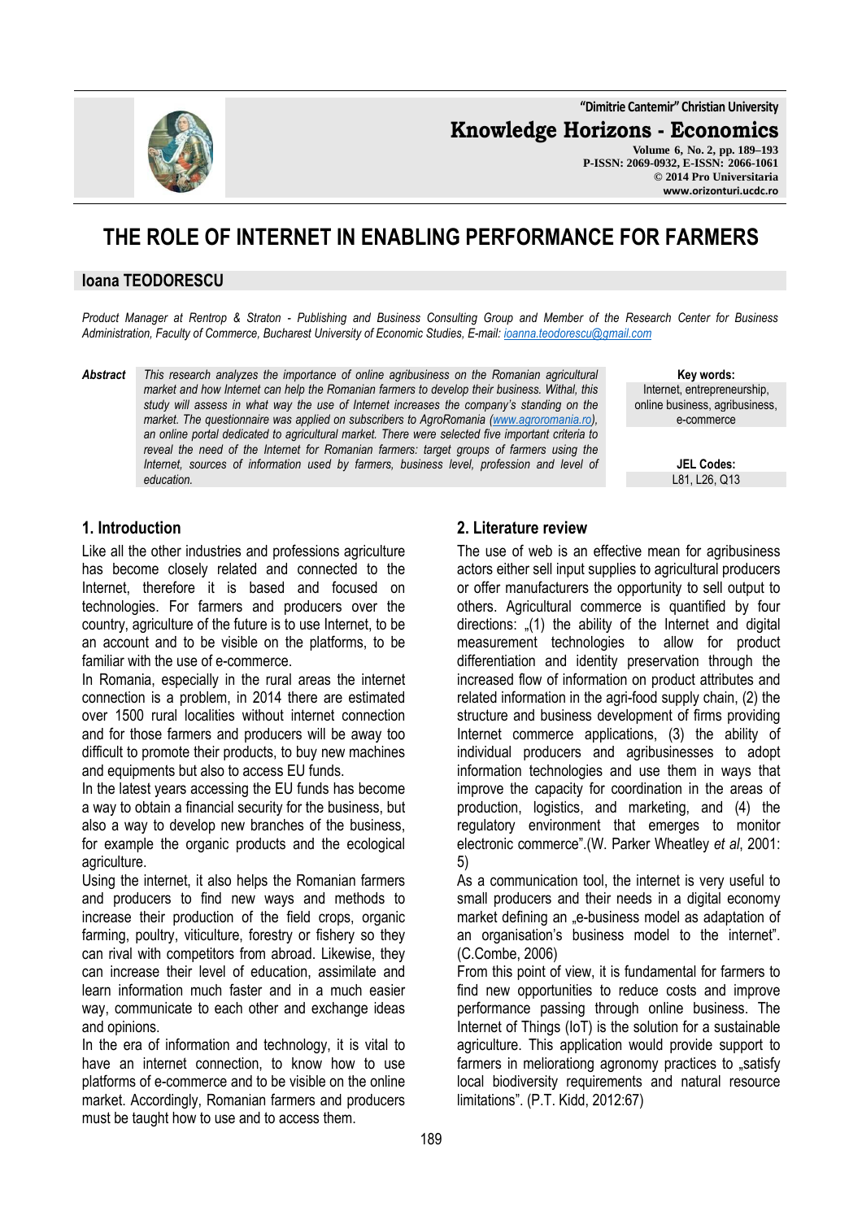# THE ROLE OF INTERNET IN ENABLING PERFORMANCE FOR FARMERS

**Ioana TEODORESCU**

*Product Manager at Rentrop & Straton - Publishing and Business Consulting Group and Member of the Research Center for Business Administration, Faculty of Commerce, Bucharest University of Economic Studies, E-mail: ioanna.teodorescu@gmail.com*

***Abstract*** *This research analyzes the importance of online agribusiness on the Romanian agricultural market and how Internet can help the Romanian farmers to develop their business. Withal, this study will assess in what way the use of Internet increases the company's standing on the market. The questionnaire was applied on subscribers to AgroRomania (www.agroromania.ro), an online portal dedicated to agricultural market. There were selected five important criteria to reveal the need of the Internet for Romanian farmers: target groups of farmers using the Internet, sources of information used by farmers, business level, profession and level of education.*

**Key words:**
Internet, entrepreneurship, online business, agribusiness, e-commerce

**JEL Codes:**
L81, L26, Q13

## 1. Introduction

Like all the other industries and professions agriculture has become closely related and connected to the Internet, therefore it is based and focused on technologies. For farmers and producers over the country, agriculture of the future is to use Internet, to be an account and to be visible on the platforms, to be familiar with the use of e-commerce.

In Romania, especially in the rural areas the internet connection is a problem, in 2014 there are estimated over 1500 rural localities without internet connection and for those farmers and producers will be away too difficult to promote their products, to buy new machines and equipments but also to access EU funds.

In the latest years accessing the EU funds has become a way to obtain a financial security for the business, but also a way to develop new branches of the business, for example the organic products and the ecological agriculture.

Using the internet, it also helps the Romanian farmers and producers to find new ways and methods to increase their production of the field crops, organic farming, poultry, viticulture, forestry or fishery so they can rival with competitors from abroad. Likewise, they can increase their level of education, assimilate and learn information much faster and in a much easier way, communicate to each other and exchange ideas and opinions.

In the era of information and technology, it is vital to have an internet connection, to know how to use platforms of e-commerce and to be visible on the online market. Accordingly, Romanian farmers and producers must be taught how to use and to access them.

## 2. Literature review

The use of web is an effective mean for agribusiness actors either sell input supplies to agricultural producers or offer manufacturers the opportunity to sell output to others. Agricultural commerce is quantified by four directions: „(1) the ability of the Internet and digital measurement technologies to allow for product differentiation and identity preservation through the increased flow of information on product attributes and related information in the agri-food supply chain, (2) the structure and business development of firms providing Internet commerce applications, (3) the ability of individual producers and agribusinesses to adopt information technologies and use them in ways that improve the capacity for coordination in the areas of production, logistics, and marketing, and (4) the regulatory environment that emerges to monitor electronic commerce".(W. Parker Wheatley *et al*, 2001: 5)

As a communication tool, the internet is very useful to small producers and their needs in a digital economy market defining an „e-business model as adaptation of an organisation's business model to the internet". (C.Combe, 2006)

From this point of view, it is fundamental for farmers to find new opportunities to reduce costs and improve performance passing through online business. The Internet of Things (IoT) is the solution for a sustainable agriculture. This application would provide support to farmers in melioratong agronomy practices to „satisfy local biodiversity requirements and natural resource limitations". (P.T. Kidd, 2012:67)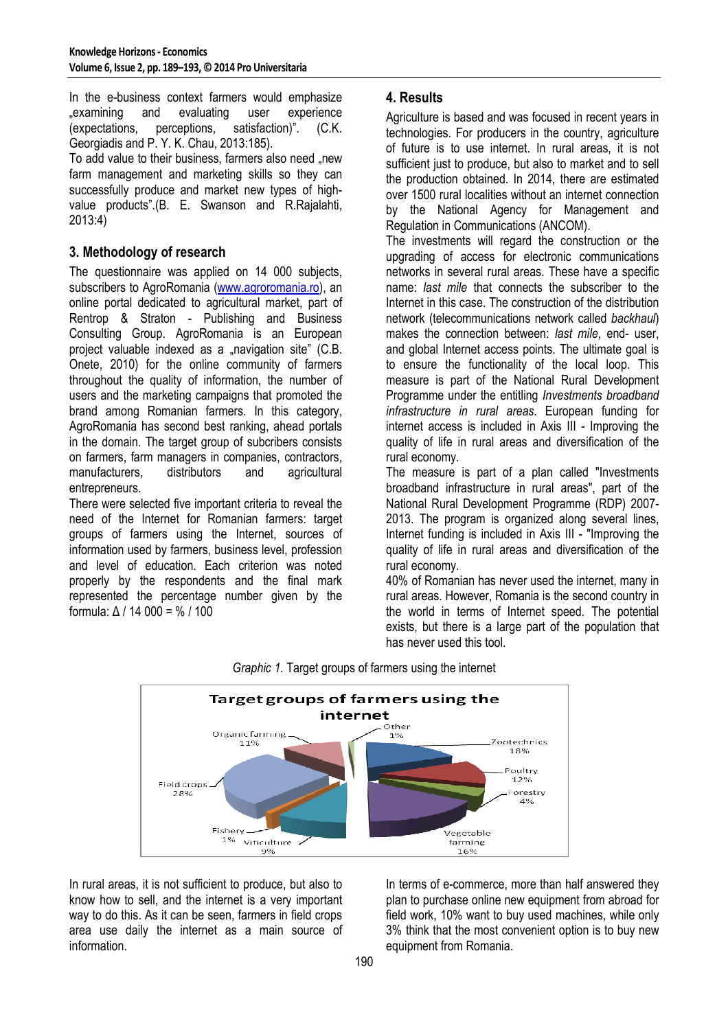In the e-business context farmers would emphasize „examining and evaluating user experience (expectations, perceptions, satisfaction)". (C.K. Georgiadis and P. Y. K. Chau, 2013:185).

To add value to their business, farmers also need „new farm management and marketing skills so they can successfully produce and market new types of high-value products".(B. E. Swanson and R.Rajalahti, 2013:4)

## 3. Methodology of research

The questionnaire was applied on 14 000 subjects, subscribers to AgroRomania (www.agroromania.ro), an online portal dedicated to agricultural market, part of Rentrop & Straton - Publishing and Business Consulting Group. AgroRomania is an European project valuable indexed as a „navigation site" (C.B. Onete, 2010) for the online community of farmers throughout the quality of information, the number of users and the marketing campaigns that promoted the brand among Romanian farmers. In this category, AgroRomania has second best ranking, ahead portals in the domain. The target group of subcribers consists on farmers, farm managers in companies, contractors, manufacturers, distributors and agricultural entrepreneurs.

There were selected five important criteria to reveal the need of the Internet for Romanian farmers: target groups of farmers using the Internet, sources of information used by farmers, business level, profession and level of education. Each criterion was noted properly by the respondents and the final mark represented the percentage number given by the formula: $\Delta$ / 14 000 = % / 100

## 4. Results

Agriculture is based and was focused in recent years in technologies. For producers in the country, agriculture of future is to use internet. In rural areas, it is not sufficient just to produce, but also to market and to sell the production obtained. In 2014, there are estimated over 1500 rural localities without an internet connection by the National Agency for Management and Regulation in Communications (ANCOM).

The investments will regard the construction or the upgrading of access for electronic communications networks in several rural areas. These have a specific name: *last mile* that connects the subscriber to the Internet in this case. The construction of the distribution network (telecommunications network called *backhaul*) makes the connection between: *last mile*, end- user, and global Internet access points. The ultimate goal is to ensure the functionality of the local loop. This measure is part of the National Rural Development Programme under the entitling *Investments broadband infrastructure in rural areas.* European funding for internet access is included in Axis III - Improving the quality of life in rural areas and diversification of the rural economy.

The measure is part of a plan called "Investments broadband infrastructure in rural areas", part of the National Rural Development Programme (RDP) 2007-2013. The program is organized along several lines, Internet funding is included in Axis III - "Improving the quality of life in rural areas and diversification of the rural economy.

40% of Romanian has never used the internet, many in rural areas. However, Romania is the second country in the world in terms of Internet speed. The potential exists, but there is a large part of the population that has never used this tool.

*Graphic 1.* Target groups of farmers using the internet

In rural areas, it is not sufficient to produce, but also to know how to sell, and the internet is a very important way to do this. As it can be seen, farmers in field crops area use daily the internet as a main source of information.

In terms of e-commerce, more than half answered they plan to purchase online new equipment from abroad for field work, 10% want to buy used machines, while only 3% think that the most convenient option is to buy new equipment from Romania.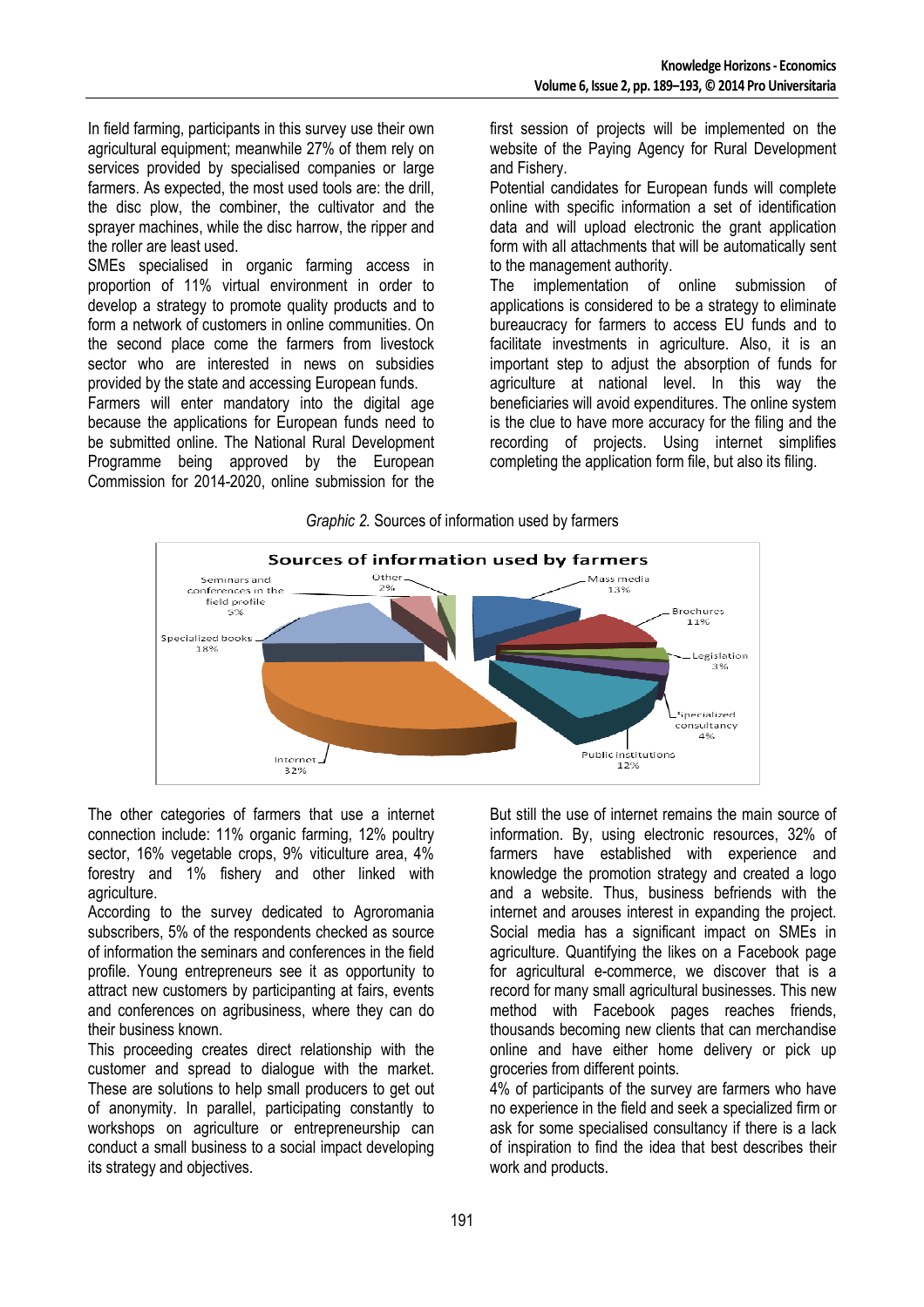In field farming, participants in this survey use their own agricultural equipment; meanwhile 27% of them rely on services provided by specialised companies or large farmers. As expected, the most used tools are: the drill, the disc plow, the combiner, the cultivator and the sprayer machines, while the disc harrow, the ripper and the roller are least used.

SMEs specialised in organic farming access in proportion of 11% virtual environment in order to develop a strategy to promote quality products and to form a network of customers in online communities. On the second place come the farmers from livestock sector who are interested in news on subsidies provided by the state and accessing European funds.

Farmers will enter mandatory into the digital age because the applications for European funds need to be submitted online. The National Rural Development Programme being approved by the European Commission for 2014-2020, online submission for the first session of projects will be implemented on the website of the Paying Agency for Rural Development and Fishery.

Potential candidates for European funds will complete online with specific information a set of identification data and will upload electronic the grant application form with all attachments that will be automatically sent to the management authority.

The implementation of online submission of applications is considered to be a strategy to eliminate bureaucracy for farmers to access EU funds and to facilitate investments in agriculture. Also, it is an important step to adjust the absorption of funds for agriculture at national level. In this way the beneficiaries will avoid expenditures. The online system is the clue to have more accuracy for the filing and the recording of projects. Using internet simplifies completing the application form file, but also its filing.

*Graphic 2.* Sources of information used by farmers

| Sources of information used by farmers | % |
|---|---|
| Mass media | 13% |
| Brochures | 11% |
| Legislation | 3% |
| Specialized consultancy | 4% |
| Public institutions | 12% |
| Internet | 32% |
| Specialized books | 18% |
| Seminars and conferences in the field profile | 5% |
| Other | 2% |

The other categories of farmers that use a internet connection include: 11% organic farming, 12% poultry sector, 16% vegetable crops, 9% viticulture area, 4% forestry and 1% fishery and other linked with agriculture.

According to the survey dedicated to Agroromania subscribers, 5% of the respondents checked as source of information the seminars and conferences in the field profile. Young entrepreneurs see it as opportunity to attract new customers by participanting at fairs, events and conferences on agribusiness, where they can do their business known.

This proceeding creates direct relationship with the customer and spread to dialogue with the market. These are solutions to help small producers to get out of anonymity. In parallel, participating constantly to workshops on agriculture or entrepreneurship can conduct a small business to a social impact developing its strategy and objectives.

But still the use of internet remains the main source of information. By, using electronic resources, 32% of farmers have established with experience and knowledge the promotion strategy and created a logo and a website. Thus, business befriends with the internet and arouses interest in expanding the project. Social media has a significant impact on SMEs in agriculture. Quantifying the likes on a Facebook page for agricultural e-commerce, we discover that is a record for many small agricultural businesses. This new method with Facebook pages reaches friends, thousands becoming new clients that can merchandise online and have either home delivery or pick up groceries from different points.

4% of participants of the survey are farmers who have no experience in the field and seek a specialized firm or ask for some specialised consultancy if there is a lack of inspiration to find the idea that best describes their work and products.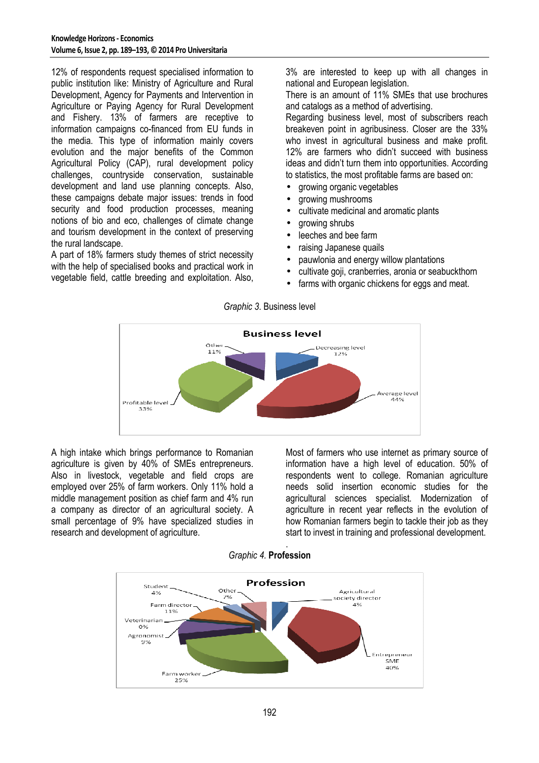12% of respondents request specialised information to public institution like: Ministry of Agriculture and Rural Development, Agency for Payments and Intervention in Agriculture or Paying Agency for Rural Development and Fishery. 13% of farmers are receptive to information campaigns co-financed from EU funds in the media. This type of information mainly covers evolution and the major benefits of the Common Agricultural Policy (CAP), rural development policy challenges, countryside conservation, sustainable development and land use planning concepts. Also, these campaigns debate major issues: trends in food security and food production processes, meaning notions of bio and eco, challenges of climate change and tourism development in the context of preserving the rural landscape.

A part of 18% farmers study themes of strict necessity with the help of specialised books and practical work in vegetable field, cattle breeding and exploitation. Also, 3% are interested to keep up with all changes in national and European legislation.

There is an amount of 11% SMEs that use brochures and catalogs as a method of advertising.

Regarding business level, most of subscribers reach breakeven point in agribusiness. Closer are the 33% who invest in agricultural business and make profit. 12% are farmers who didn't succeed with business ideas and didn't turn them into opportunities. According to statistics, the most profitable farms are based on:

- growing organic vegetables
- growing mushrooms
- cultivate medicinal and aromatic plants
- growing shrubs
- leeches and bee farm
- raising Japanese quails
- pauwlonia and energy willow plantations
- cultivate goji, cranberries, aronia or seabuckthorn
- farms with organic chickens for eggs and meat.

*Graphic 3.* Business level

A high intake which brings performance to Romanian agriculture is given by 40% of SMEs entrepreneurs. Also in livestock, vegetable and field crops are employed over 25% of farm workers. Only 11% hold a middle management position as chief farm and 4% run a company as director of an agricultural society. A small percentage of 9% have specialized studies in research and development of agriculture.

Most of farmers who use internet as primary source of information have a high level of education. 50% of respondents went to college. Romanian agriculture needs solid insertion economic studies for the agricultural sciences specialist. Modernization of agriculture in recent year reflects in the evolution of how Romanian farmers begin to tackle their job as they start to invest in training and professional development.

*Graphic 4.* **Profession**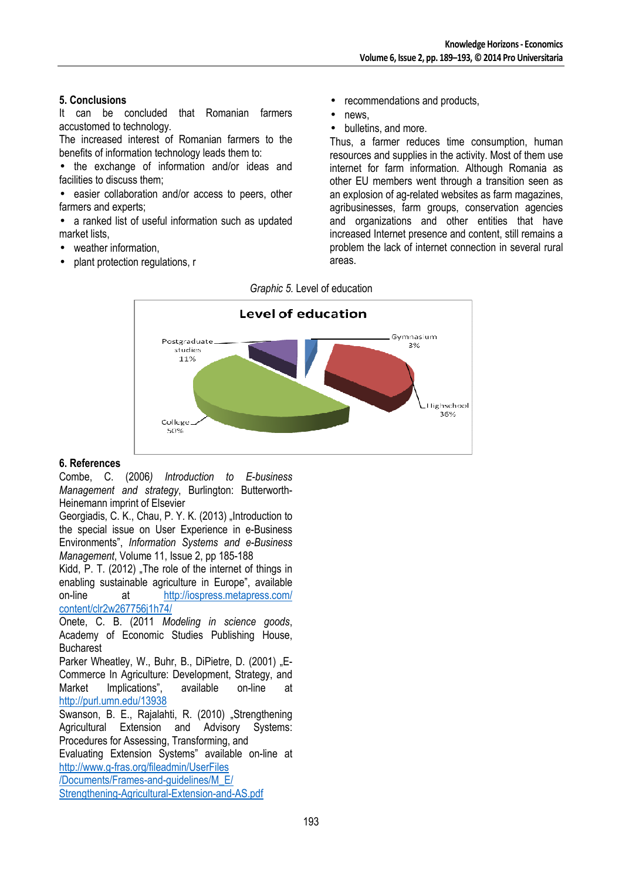## 5. Conclusions

It can be concluded that Romanian farmers accustomed to technology.

The increased interest of Romanian farmers to the benefits of information technology leads them to:

- the exchange of information and/or ideas and facilities to discuss them;
- easier collaboration and/or access to peers, other farmers and experts;
- a ranked list of useful information such as updated market lists,
- weather information,
- plant protection regulations, r
- recommendations and products,
- news,
- bulletins, and more.

Thus, a farmer reduces time consumption, human resources and supplies in the activity. Most of them use internet for farm information. Although Romania as other EU members went through a transition seen as an explosion of ag-related websites as farm magazines, agribusinesses, farm groups, conservation agencies and organizations and other entities that have increased Internet presence and content, still remains a problem the lack of internet connection in several rural areas.

*Graphic 5.* Level of education

Level of education

Postgraduate studies 11%

Gymnasium 3%

Highschool 36%

College 50%

## 6. References

Combe, C. (2006) *Introduction to E-business Management and strategy*, Burlington: Butterworth-Heinemann imprint of Elsevier

Georgiadis, C. K., Chau, P. Y. K. (2013) „Introduction to the special issue on User Experience in e-Business Environments", *Information Systems and e-Business Management*, Volume 11, Issue 2, pp 185-188

Kidd, P. T. (2012) „The role of the internet of things in enabling sustainable agriculture in Europe", available on-line at http://iospress.metapress.com/content/clr2w267756j1h74/

Onete, C. B. (2011 *Modeling in science goods*, Academy of Economic Studies Publishing House, Bucharest

Parker Wheatley, W., Buhr, B., DiPietre, D. (2001) „E-Commerce In Agriculture: Development, Strategy, and Market Implications", available on-line at http://purl.umn.edu/13938

Swanson, B. E., Rajalahti, R. (2010) „Strengthening Agricultural Extension and Advisory Systems: Procedures for Assessing, Transforming, and Evaluating Extension Systems" available on-line at http://www.g-fras.org/fileadmin/UserFiles/Documents/Frames-and-guidelines/M_E/Strengthening-Agricultural-Extension-and-AS.pdf